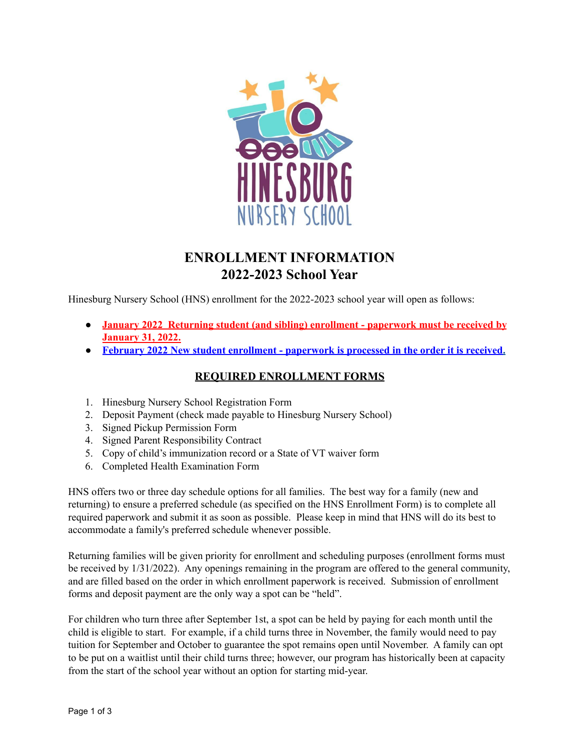# ENROLLMENT INFORMATION
# 2022-2023 School Year

Hinesburg Nursery School (HNS) enrollment for the 2022-2023 school year will open as follows:

- **January 2022 Returning student (and sibling) enrollment - paperwork must be received by January 31, 2022.**
- **February 2022 New student enrollment - paperwork is processed in the order it is received.**

## REQUIRED ENROLLMENT FORMS

1. Hinesburg Nursery School Registration Form
2. Deposit Payment (check made payable to Hinesburg Nursery School)
3. Signed Pickup Permission Form
4. Signed Parent Responsibility Contract
5. Copy of child's immunization record or a State of VT waiver form
6. Completed Health Examination Form

HNS offers two or three day schedule options for all families. The best way for a family (new and returning) to ensure a preferred schedule (as specified on the HNS Enrollment Form) is to complete all required paperwork and submit it as soon as possible. Please keep in mind that HNS will do its best to accommodate a family's preferred schedule whenever possible.

Returning families will be given priority for enrollment and scheduling purposes (enrollment forms must be received by 1/31/2022). Any openings remaining in the program are offered to the general community, and are filled based on the order in which enrollment paperwork is received. Submission of enrollment forms and deposit payment are the only way a spot can be "held".

For children who turn three after September 1st, a spot can be held by paying for each month until the child is eligible to start. For example, if a child turns three in November, the family would need to pay tuition for September and October to guarantee the spot remains open until November. A family can opt to be put on a waitlist until their child turns three; however, our program has historically been at capacity from the start of the school year without an option for starting mid-year.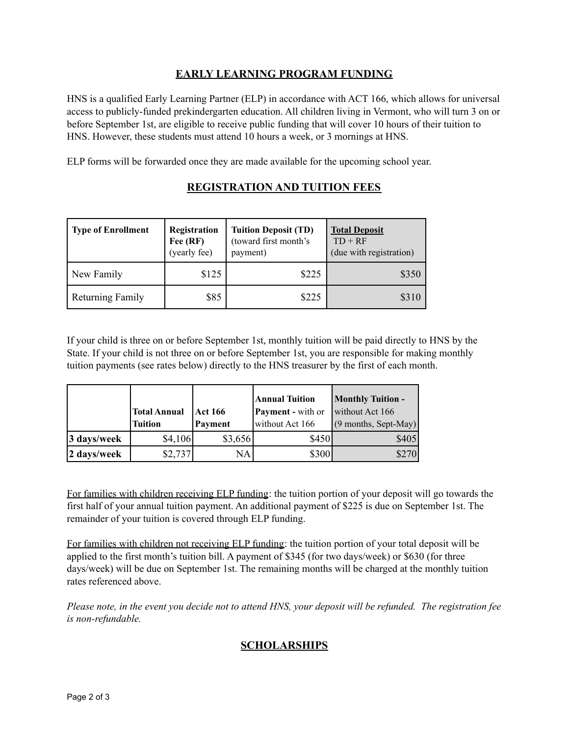## EARLY LEARNING PROGRAM FUNDING

HNS is a qualified Early Learning Partner (ELP) in accordance with ACT 166, which allows for universal access to publicly-funded prekindergarten education. All children living in Vermont, who will turn 3 on or before September 1st, are eligible to receive public funding that will cover 10 hours of their tuition to HNS. However, these students must attend 10 hours a week, or 3 mornings at HNS.

ELP forms will be forwarded once they are made available for the upcoming school year.

## REGISTRATION AND TUITION FEES

| **Type of Enrollment** | **Registration Fee (RF)** (yearly fee) | **Tuition Deposit (TD)** (toward first month's payment) | **Total Deposit** TD + RF (due with registration) |
|---|---|---|---|
| New Family | $125 | $225 | $350 |
| Returning Family | $85 | $225 | $310 |

If your child is three on or before September 1st, monthly tuition will be paid directly to HNS by the State. If your child is not three on or before September 1st, you are responsible for making monthly tuition payments (see rates below) directly to the HNS treasurer by the first of each month.

| | **Total Annual Tuition** | **Act 166 Payment** | **Annual Tuition Payment -** with or without Act 166 | **Monthly Tuition -** without Act 166 (9 months, Sept-May) |
|---|---|---|---|---|
| **3 days/week** | $4,106 | $3,656 | $450 | $405 |
| **2 days/week** | $2,737 | NA | $300 | $270 |

For families with children receiving ELP funding: the tuition portion of your deposit will go towards the first half of your annual tuition payment. An additional payment of $225 is due on September 1st. The remainder of your tuition is covered through ELP funding.

For families with children not receiving ELP funding: the tuition portion of your total deposit will be applied to the first month's tuition bill. A payment of $345 (for two days/week) or $630 (for three days/week) will be due on September 1st. The remaining months will be charged at the monthly tuition rates referenced above.

*Please note, in the event you decide not to attend HNS, your deposit will be refunded. The registration fee is non-refundable.*

## SCHOLARSHIPS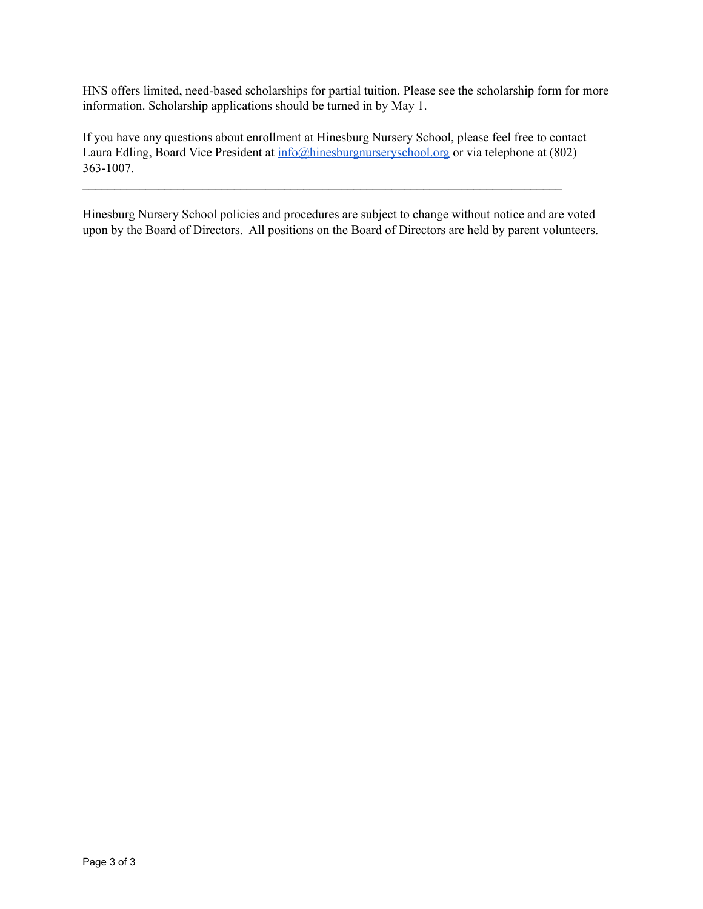HNS offers limited, need-based scholarships for partial tuition. Please see the scholarship form for more information. Scholarship applications should be turned in by May 1.

If you have any questions about enrollment at Hinesburg Nursery School, please feel free to contact Laura Edling, Board Vice President at [info@hinesburgnurseryschool.org](mailto:info@hinesburgnurseryschool.org) or via telephone at (802) 363-1007.

---

Hinesburg Nursery School policies and procedures are subject to change without notice and are voted upon by the Board of Directors. All positions on the Board of Directors are held by parent volunteers.